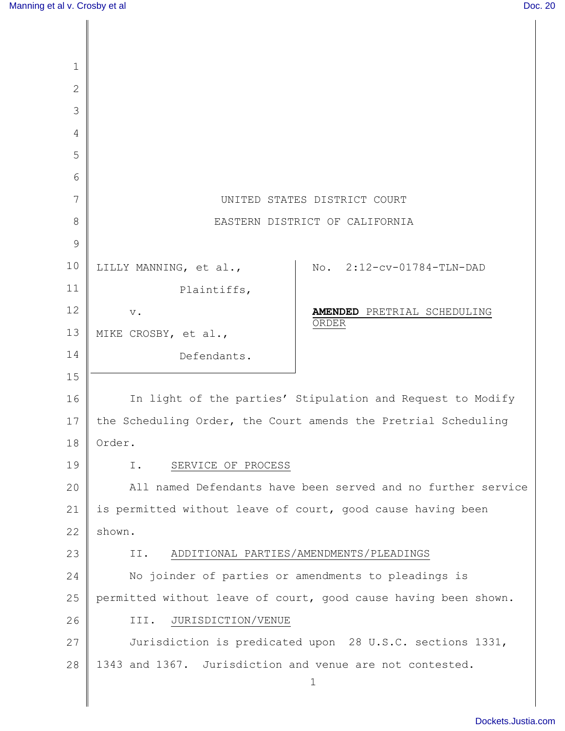UNITED STATES DISTRICT COURT

EASTERN DISTRICT OF CALIFORNIA

LILLY MANNING, et al.,

Plaintiffs,

v.

MIKE CROSBY, et al.,

Defendants.

No. 2:12-cv-01784-TLN-DAD

**AMENDED** PRETRIAL SCHEDULING ORDER

In light of the parties' Stipulation and Request to Modify the Scheduling Order, the Court amends the Pretrial Scheduling Order.

## I. SERVICE OF PROCESS

All named Defendants have been served and no further service is permitted without leave of court, good cause having been shown.

## II. ADDITIONAL PARTIES/AMENDMENTS/PLEADINGS

No joinder of parties or amendments to pleadings is permitted without leave of court, good cause having been shown.

## III. JURISDICTION/VENUE

Jurisdiction is predicated upon 28 U.S.C. sections 1331, 1343 and 1367. Jurisdiction and venue are not contested.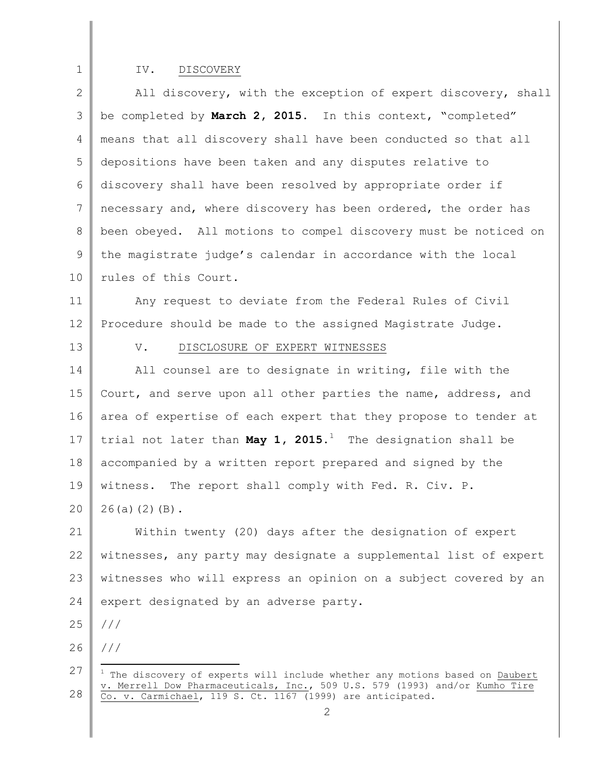## IV. DISCOVERY

All discovery, with the exception of expert discovery, shall be completed by **March 2, 2015**. In this context, "completed" means that all discovery shall have been conducted so that all depositions have been taken and any disputes relative to discovery shall have been resolved by appropriate order if necessary and, where discovery has been ordered, the order has been obeyed. All motions to compel discovery must be noticed on the magistrate judge's calendar in accordance with the local rules of this Court.

Any request to deviate from the Federal Rules of Civil Procedure should be made to the assigned Magistrate Judge.

## V. DISCLOSURE OF EXPERT WITNESSES

All counsel are to designate in writing, file with the Court, and serve upon all other parties the name, address, and area of expertise of each expert that they propose to tender at trial not later than **May 1, 2015**.[1] The designation shall be accompanied by a written report prepared and signed by the witness. The report shall comply with Fed. R. Civ. P. 26(a)(2)(B).

Within twenty (20) days after the designation of expert witnesses, any party may designate a supplemental list of expert witnesses who will express an opinion on a subject covered by an expert designated by an adverse party.

///

///

---

[1] The discovery of experts will include whether any motions based on Daubert v. Merrell Dow Pharmaceuticals, Inc., 509 U.S. 579 (1993) and/or Kumho Tire Co. v. Carmichael, 119 S. Ct. 1167 (1999) are anticipated.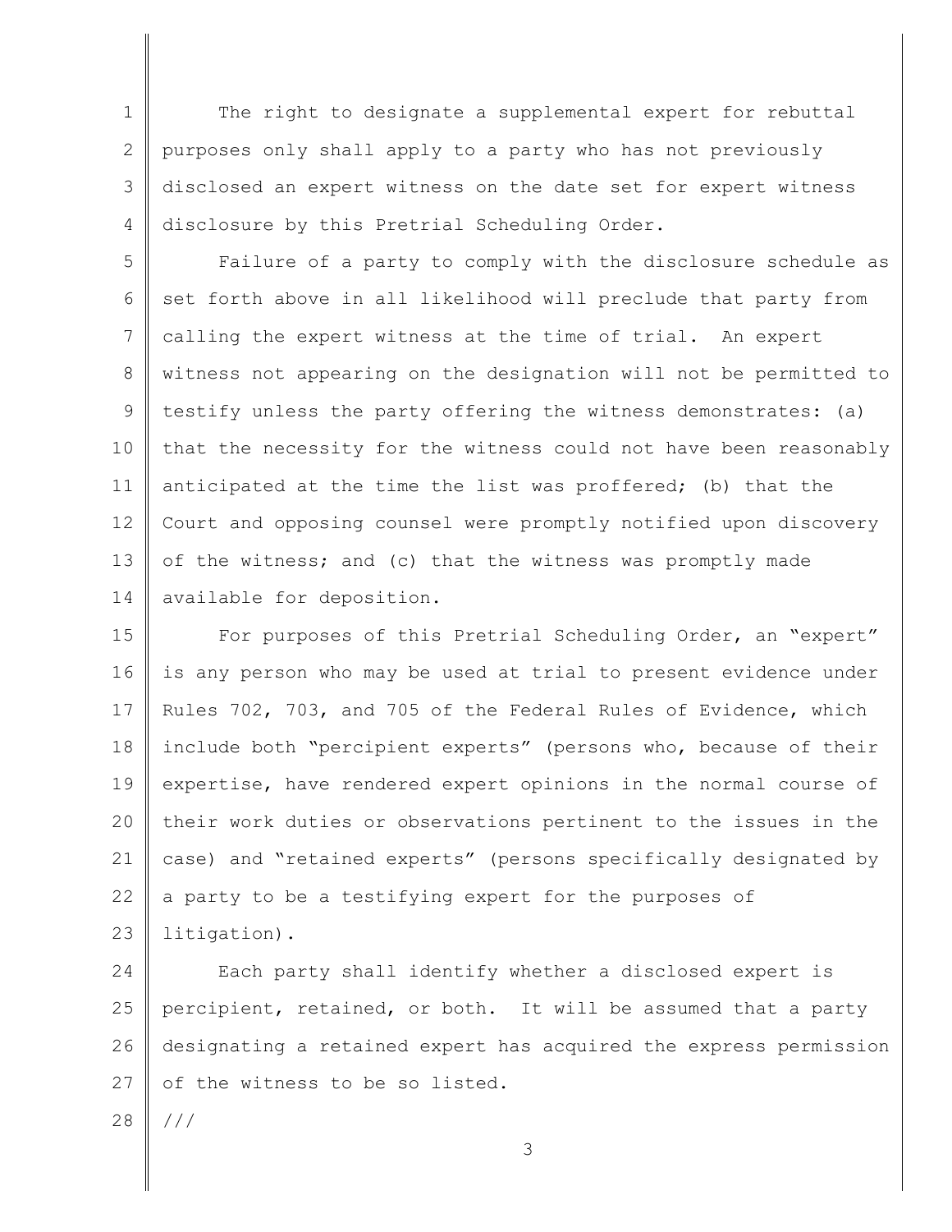The right to designate a supplemental expert for rebuttal purposes only shall apply to a party who has not previously disclosed an expert witness on the date set for expert witness disclosure by this Pretrial Scheduling Order.

Failure of a party to comply with the disclosure schedule as set forth above in all likelihood will preclude that party from calling the expert witness at the time of trial. An expert witness not appearing on the designation will not be permitted to testify unless the party offering the witness demonstrates: (a) that the necessity for the witness could not have been reasonably anticipated at the time the list was proffered; (b) that the Court and opposing counsel were promptly notified upon discovery of the witness; and (c) that the witness was promptly made available for deposition.

For purposes of this Pretrial Scheduling Order, an "expert" is any person who may be used at trial to present evidence under Rules 702, 703, and 705 of the Federal Rules of Evidence, which include both "percipient experts" (persons who, because of their expertise, have rendered expert opinions in the normal course of their work duties or observations pertinent to the issues in the case) and "retained experts" (persons specifically designated by a party to be a testifying expert for the purposes of litigation).

Each party shall identify whether a disclosed expert is percipient, retained, or both. It will be assumed that a party designating a retained expert has acquired the express permission of the witness to be so listed.

///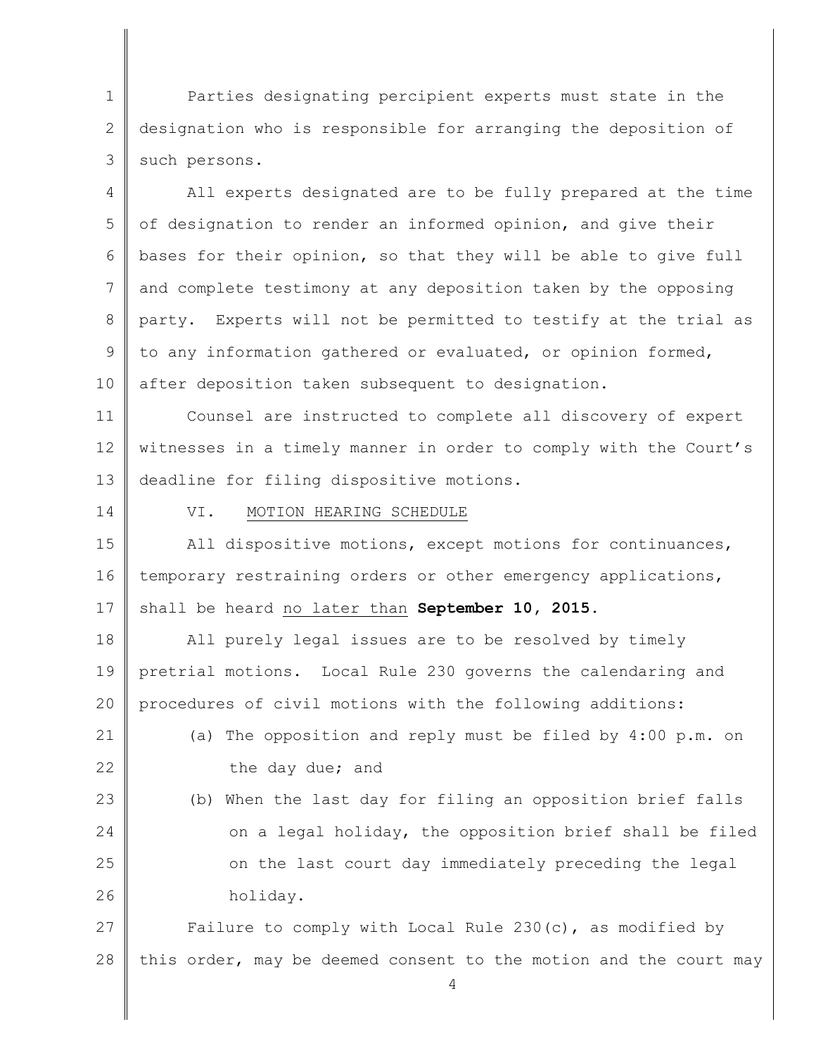Parties designating percipient experts must state in the designation who is responsible for arranging the deposition of such persons.

All experts designated are to be fully prepared at the time of designation to render an informed opinion, and give their bases for their opinion, so that they will be able to give full and complete testimony at any deposition taken by the opposing party. Experts will not be permitted to testify at the trial as to any information gathered or evaluated, or opinion formed, after deposition taken subsequent to designation.

Counsel are instructed to complete all discovery of expert witnesses in a timely manner in order to comply with the Court's deadline for filing dispositive motions.

## VI. MOTION HEARING SCHEDULE

All dispositive motions, except motions for continuances, temporary restraining orders or other emergency applications, shall be heard no later than **September 10, 2015.**

All purely legal issues are to be resolved by timely pretrial motions. Local Rule 230 governs the calendaring and procedures of civil motions with the following additions:

(a) The opposition and reply must be filed by 4:00 p.m. on the day due; and

(b) When the last day for filing an opposition brief falls on a legal holiday, the opposition brief shall be filed on the last court day immediately preceding the legal holiday.

Failure to comply with Local Rule 230(c), as modified by this order, may be deemed consent to the motion and the court may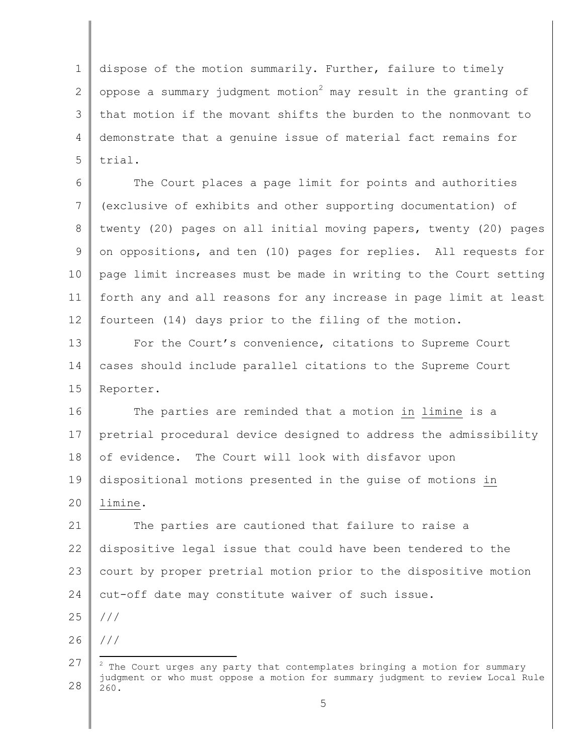dispose of the motion summarily. Further, failure to timely oppose a summary judgment motion[2] may result in the granting of that motion if the movant shifts the burden to the nonmovant to demonstrate that a genuine issue of material fact remains for trial.

The Court places a page limit for points and authorities (exclusive of exhibits and other supporting documentation) of twenty (20) pages on all initial moving papers, twenty (20) pages on oppositions, and ten (10) pages for replies. All requests for page limit increases must be made in writing to the Court setting forth any and all reasons for any increase in page limit at least fourteen (14) days prior to the filing of the motion.

For the Court's convenience, citations to Supreme Court cases should include parallel citations to the Supreme Court Reporter.

The parties are reminded that a motion *in limine* is a pretrial procedural device designed to address the admissibility of evidence. The Court will look with disfavor upon dispositional motions presented in the guise of motions *in limine*.

The parties are cautioned that failure to raise a dispositive legal issue that could have been tendered to the court by proper pretrial motion prior to the dispositive motion cut-off date may constitute waiver of such issue.

///

///

---

[2] The Court urges any party that contemplates bringing a motion for summary judgment or who must oppose a motion for summary judgment to review Local Rule 260.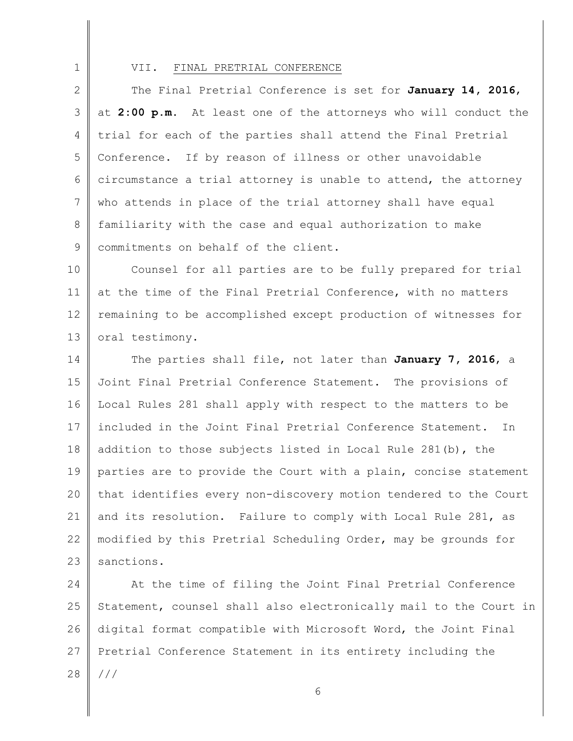VII. FINAL PRETRIAL CONFERENCE

The Final Pretrial Conference is set for **January 14, 2016**, at **2:00 p.m.** At least one of the attorneys who will conduct the trial for each of the parties shall attend the Final Pretrial Conference. If by reason of illness or other unavoidable circumstance a trial attorney is unable to attend, the attorney who attends in place of the trial attorney shall have equal familiarity with the case and equal authorization to make commitments on behalf of the client.

Counsel for all parties are to be fully prepared for trial at the time of the Final Pretrial Conference, with no matters remaining to be accomplished except production of witnesses for oral testimony.

The parties shall file, not later than **January 7, 2016**, a Joint Final Pretrial Conference Statement. The provisions of Local Rules 281 shall apply with respect to the matters to be included in the Joint Final Pretrial Conference Statement. In addition to those subjects listed in Local Rule 281(b), the parties are to provide the Court with a plain, concise statement that identifies every non-discovery motion tendered to the Court and its resolution. Failure to comply with Local Rule 281, as modified by this Pretrial Scheduling Order, may be grounds for sanctions.

At the time of filing the Joint Final Pretrial Conference Statement, counsel shall also electronically mail to the Court in digital format compatible with Microsoft Word, the Joint Final Pretrial Conference Statement in its entirety including the

///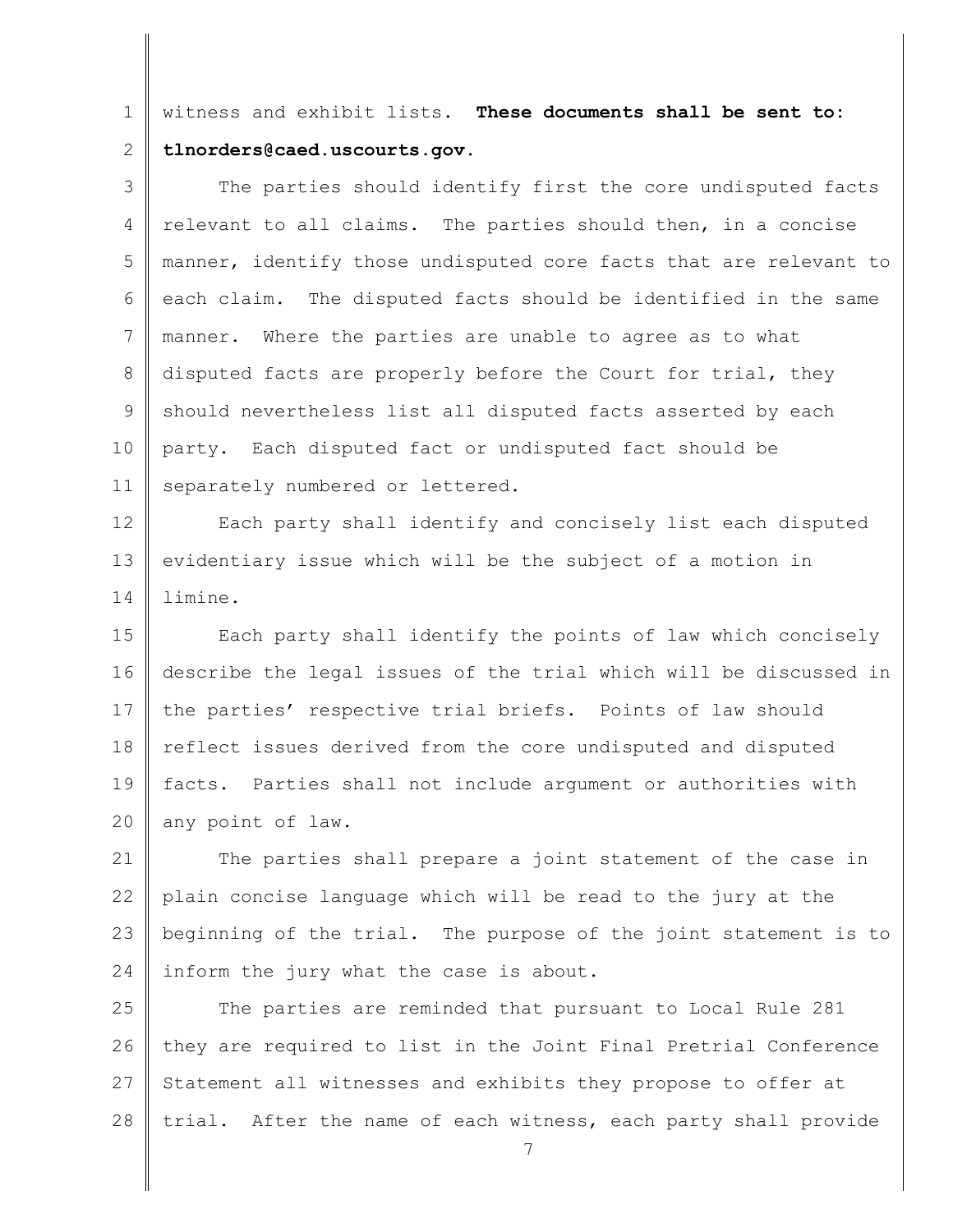witness and exhibit lists. **These documents shall be sent to: tlnorders@caed.uscourts.gov.**

The parties should identify first the core undisputed facts relevant to all claims. The parties should then, in a concise manner, identify those undisputed core facts that are relevant to each claim. The disputed facts should be identified in the same manner. Where the parties are unable to agree as to what disputed facts are properly before the Court for trial, they should nevertheless list all disputed facts asserted by each party. Each disputed fact or undisputed fact should be separately numbered or lettered.

Each party shall identify and concisely list each disputed evidentiary issue which will be the subject of a motion in limine.

Each party shall identify the points of law which concisely describe the legal issues of the trial which will be discussed in the parties' respective trial briefs. Points of law should reflect issues derived from the core undisputed and disputed facts. Parties shall not include argument or authorities with any point of law.

The parties shall prepare a joint statement of the case in plain concise language which will be read to the jury at the beginning of the trial. The purpose of the joint statement is to inform the jury what the case is about.

The parties are reminded that pursuant to Local Rule 281 they are required to list in the Joint Final Pretrial Conference Statement all witnesses and exhibits they propose to offer at trial. After the name of each witness, each party shall provide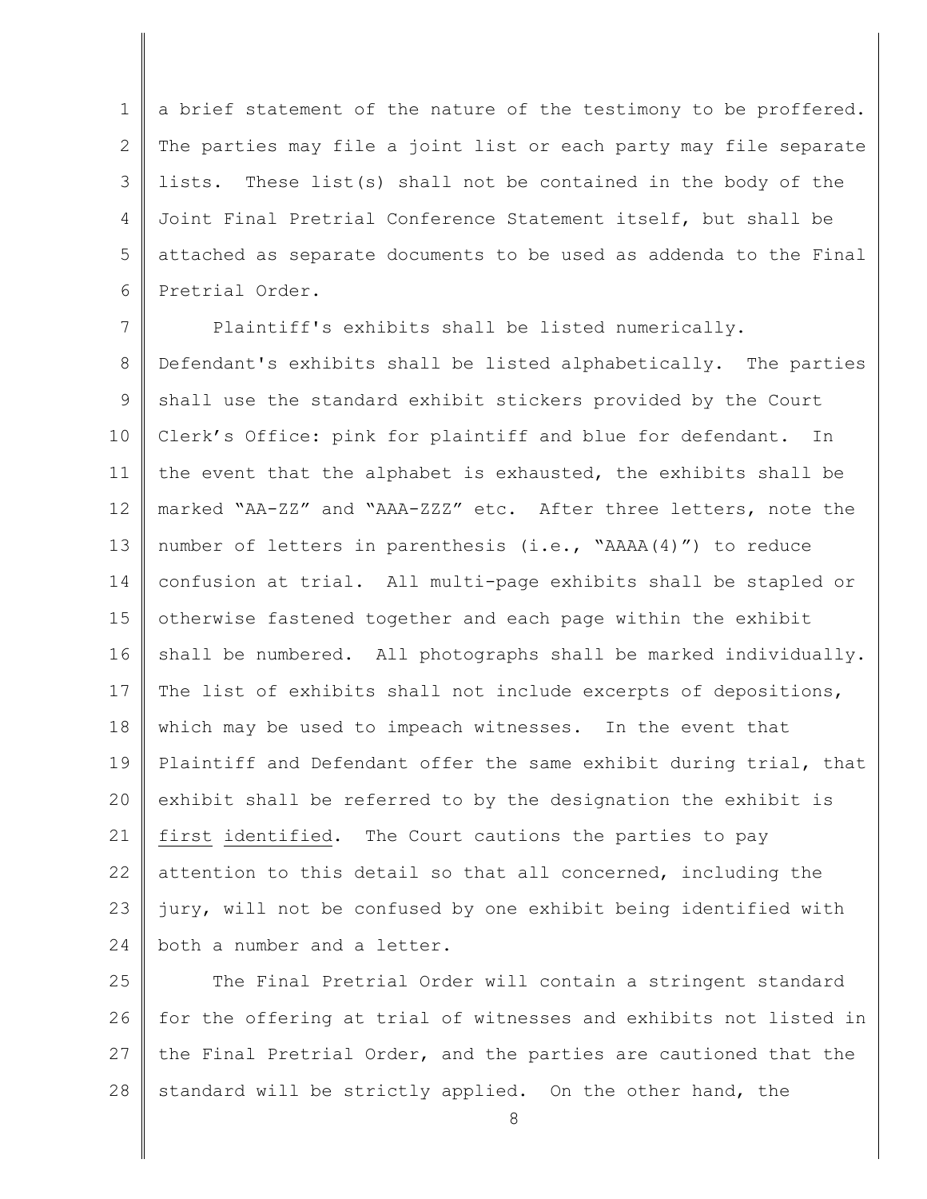a brief statement of the nature of the testimony to be proffered. The parties may file a joint list or each party may file separate lists. These list(s) shall not be contained in the body of the Joint Final Pretrial Conference Statement itself, but shall be attached as separate documents to be used as addenda to the Final Pretrial Order.

Plaintiff's exhibits shall be listed numerically. Defendant's exhibits shall be listed alphabetically. The parties shall use the standard exhibit stickers provided by the Court Clerk's Office: pink for plaintiff and blue for defendant. In the event that the alphabet is exhausted, the exhibits shall be marked "AA-ZZ" and "AAA-ZZZ" etc. After three letters, note the number of letters in parenthesis (i.e., "AAAA(4)") to reduce confusion at trial. All multi-page exhibits shall be stapled or otherwise fastened together and each page within the exhibit shall be numbered. All photographs shall be marked individually. The list of exhibits shall not include excerpts of depositions, which may be used to impeach witnesses. In the event that Plaintiff and Defendant offer the same exhibit during trial, that exhibit shall be referred to by the designation the exhibit is <u>first identified</u>. The Court cautions the parties to pay attention to this detail so that all concerned, including the jury, will not be confused by one exhibit being identified with both a number and a letter.

The Final Pretrial Order will contain a stringent standard for the offering at trial of witnesses and exhibits not listed in the Final Pretrial Order, and the parties are cautioned that the standard will be strictly applied. On the other hand, the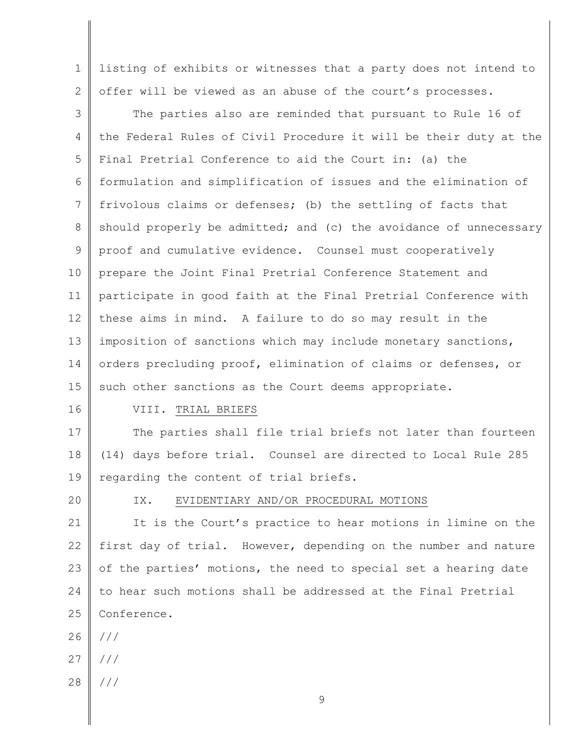listing of exhibits or witnesses that a party does not intend to offer will be viewed as an abuse of the court's processes.

The parties also are reminded that pursuant to Rule 16 of the Federal Rules of Civil Procedure it will be their duty at the Final Pretrial Conference to aid the Court in: (a) the formulation and simplification of issues and the elimination of frivolous claims or defenses; (b) the settling of facts that should properly be admitted; and (c) the avoidance of unnecessary proof and cumulative evidence. Counsel must cooperatively prepare the Joint Final Pretrial Conference Statement and participate in good faith at the Final Pretrial Conference with these aims in mind. A failure to do so may result in the imposition of sanctions which may include monetary sanctions, orders precluding proof, elimination of claims or defenses, or such other sanctions as the Court deems appropriate.

## VIII. TRIAL BRIEFS

The parties shall file trial briefs not later than fourteen (14) days before trial. Counsel are directed to Local Rule 285 regarding the content of trial briefs.

## IX. EVIDENTIARY AND/OR PROCEDURAL MOTIONS

It is the Court's practice to hear motions in limine on the first day of trial. However, depending on the number and nature of the parties' motions, the need to special set a hearing date to hear such motions shall be addressed at the Final Pretrial Conference.

///

///

///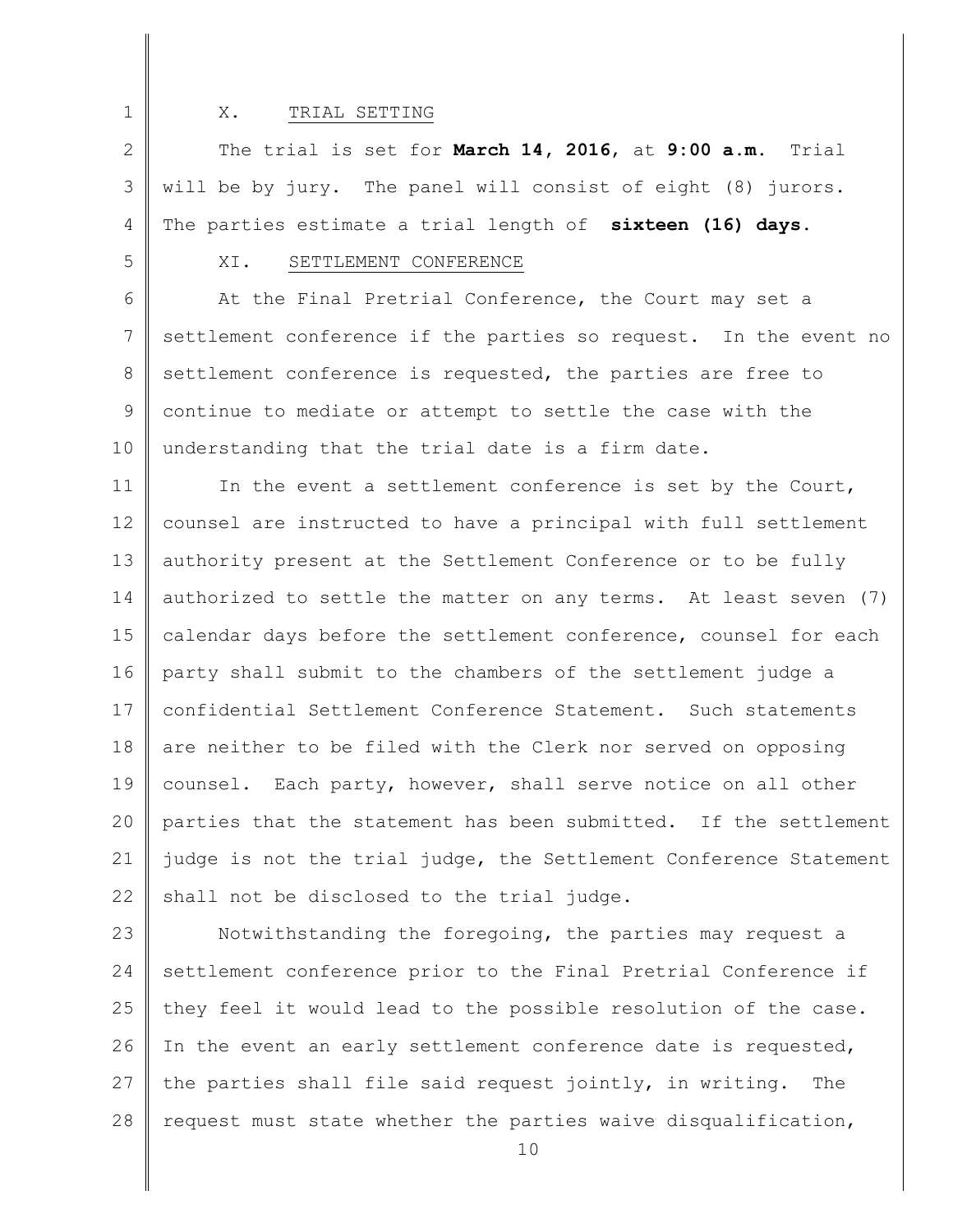## X. TRIAL SETTING

The trial is set for **March 14, 2016**, at **9:00 a.m.** Trial will be by jury. The panel will consist of eight (8) jurors. The parties estimate a trial length of **sixteen (16) days.**

## XI. SETTLEMENT CONFERENCE

At the Final Pretrial Conference, the Court may set a settlement conference if the parties so request. In the event no settlement conference is requested, the parties are free to continue to mediate or attempt to settle the case with the understanding that the trial date is a firm date.

In the event a settlement conference is set by the Court, counsel are instructed to have a principal with full settlement authority present at the Settlement Conference or to be fully authorized to settle the matter on any terms. At least seven (7) calendar days before the settlement conference, counsel for each party shall submit to the chambers of the settlement judge a confidential Settlement Conference Statement. Such statements are neither to be filed with the Clerk nor served on opposing counsel. Each party, however, shall serve notice on all other parties that the statement has been submitted. If the settlement judge is not the trial judge, the Settlement Conference Statement shall not be disclosed to the trial judge.

Notwithstanding the foregoing, the parties may request a settlement conference prior to the Final Pretrial Conference if they feel it would lead to the possible resolution of the case. In the event an early settlement conference date is requested, the parties shall file said request jointly, in writing. The request must state whether the parties waive disqualification,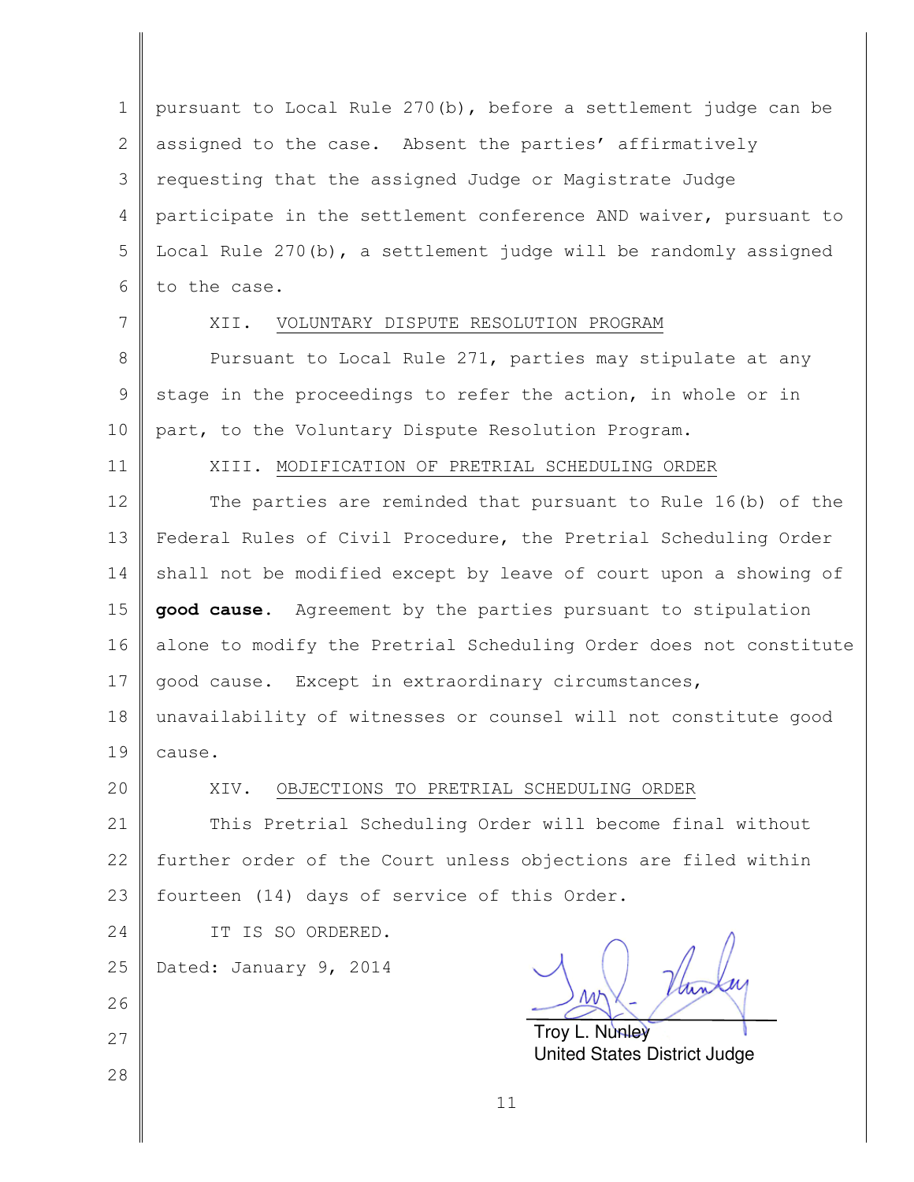pursuant to Local Rule 270(b), before a settlement judge can be assigned to the case. Absent the parties' affirmatively requesting that the assigned Judge or Magistrate Judge participate in the settlement conference AND waiver, pursuant to Local Rule 270(b), a settlement judge will be randomly assigned to the case.

## XII. VOLUNTARY DISPUTE RESOLUTION PROGRAM

Pursuant to Local Rule 271, parties may stipulate at any stage in the proceedings to refer the action, in whole or in part, to the Voluntary Dispute Resolution Program.

## XIII. MODIFICATION OF PRETRIAL SCHEDULING ORDER

The parties are reminded that pursuant to Rule 16(b) of the Federal Rules of Civil Procedure, the Pretrial Scheduling Order shall not be modified except by leave of court upon a showing of **good cause**. Agreement by the parties pursuant to stipulation alone to modify the Pretrial Scheduling Order does not constitute good cause. Except in extraordinary circumstances, unavailability of witnesses or counsel will not constitute good cause.

## XIV. OBJECTIONS TO PRETRIAL SCHEDULING ORDER

This Pretrial Scheduling Order will become final without further order of the Court unless objections are filed within fourteen (14) days of service of this Order.

IT IS SO ORDERED.

Dated: January 9, 2014

Troy L. Nunley
United States District Judge